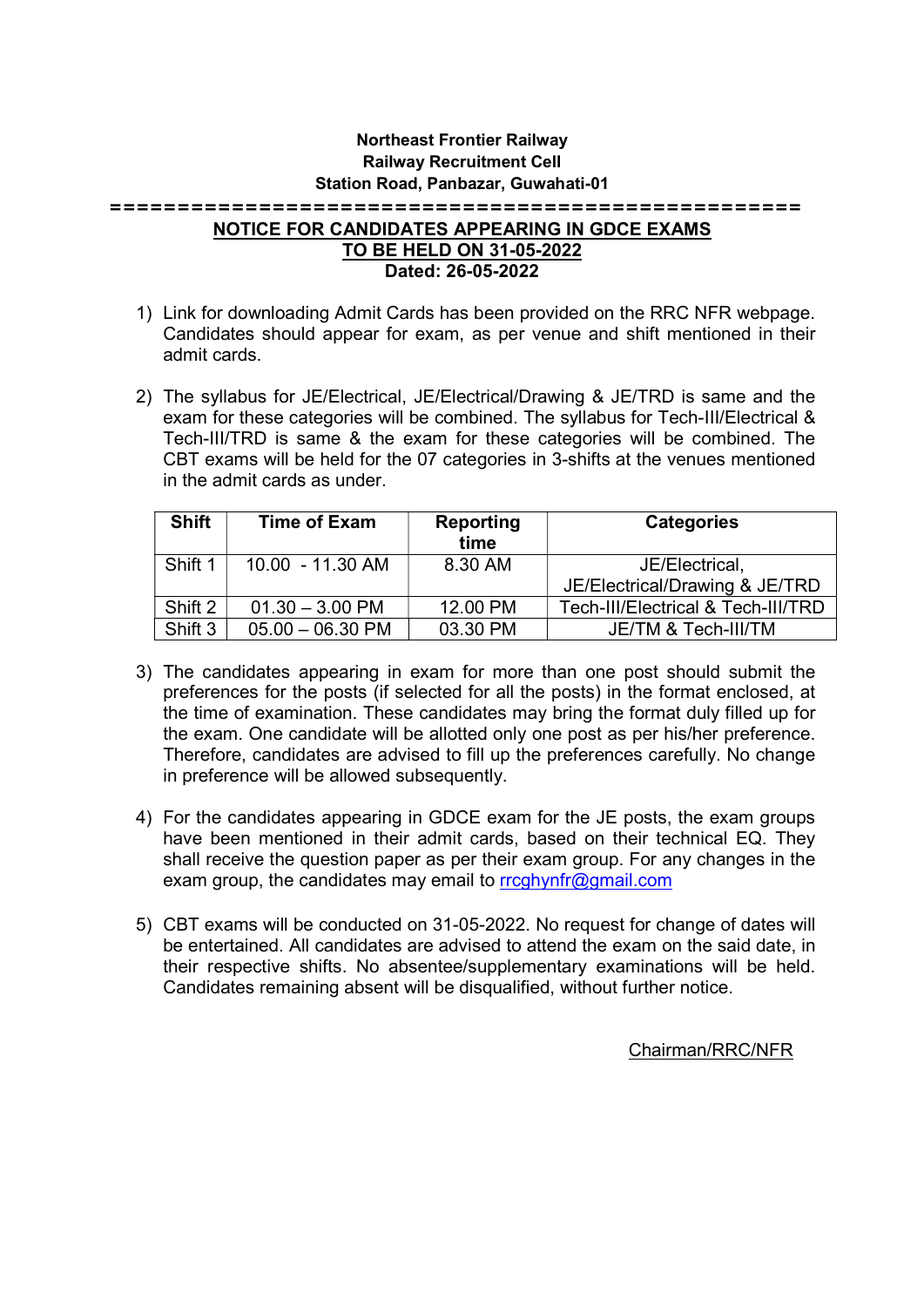**Northeast Frontier Railway**
**Railway Recruitment Cell**
**Station Road, Panbazar, Guwahati-01**

=====================================================

## NOTICE FOR CANDIDATES APPEARING IN GDCE EXAMS TO BE HELD ON 31-05-2022

**Dated: 26-05-2022**

1) Link for downloading Admit Cards has been provided on the RRC NFR webpage. Candidates should appear for exam, as per venue and shift mentioned in their admit cards.

2) The syllabus for JE/Electrical, JE/Electrical/Drawing & JE/TRD is same and the exam for these categories will be combined. The syllabus for Tech-III/Electrical & Tech-III/TRD is same & the exam for these categories will be combined. The CBT exams will be held for the 07 categories in 3-shifts at the venues mentioned in the admit cards as under.

| Shift | Time of Exam | Reporting time | Categories |
|---|---|---|---|
| Shift 1 | 10.00 - 11.30 AM | 8.30 AM | JE/Electrical, JE/Electrical/Drawing & JE/TRD |
| Shift 2 | 01.30 – 3.00 PM | 12.00 PM | Tech-III/Electrical & Tech-III/TRD |
| Shift 3 | 05.00 – 06.30 PM | 03.30 PM | JE/TM & Tech-III/TM |

3) The candidates appearing in exam for more than one post should submit the preferences for the posts (if selected for all the posts) in the format enclosed, at the time of examination. These candidates may bring the format duly filled up for the exam. One candidate will be allotted only one post as per his/her preference. Therefore, candidates are advised to fill up the preferences carefully. No change in preference will be allowed subsequently.

4) For the candidates appearing in GDCE exam for the JE posts, the exam groups have been mentioned in their admit cards, based on their technical EQ. They shall receive the question paper as per their exam group. For any changes in the exam group, the candidates may email to rrcghynfr@gmail.com

5) CBT exams will be conducted on 31-05-2022. No request for change of dates will be entertained. All candidates are advised to attend the exam on the said date, in their respective shifts. No absentee/supplementary examinations will be held. Candidates remaining absent will be disqualified, without further notice.

Chairman/RRC/NFR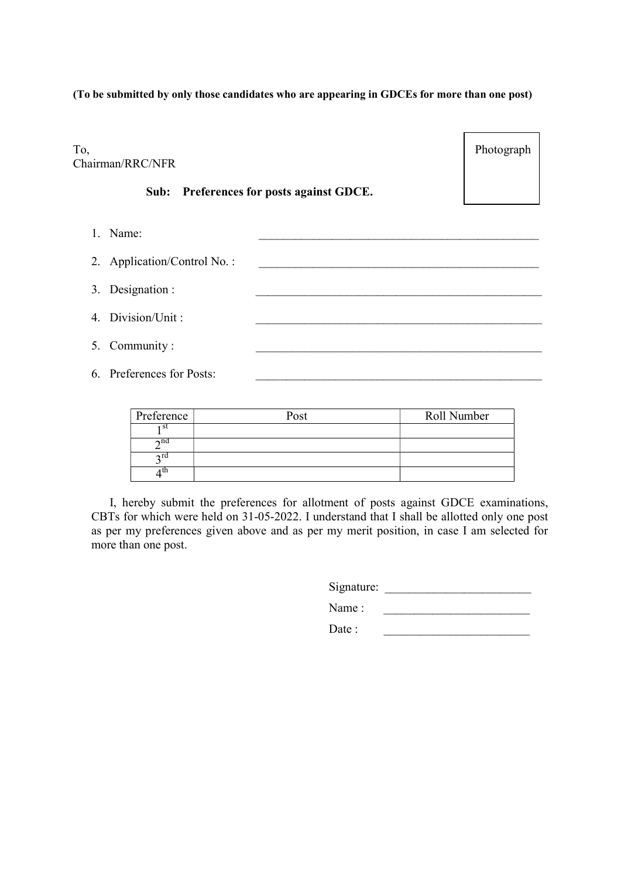**(To be submitted by only those candidates who are appearing in GDCEs for more than one post)**

To,
Chairman/RRC/NFR

Photograph

**Sub: Preferences for posts against GDCE.**

1. Name: \_\_\_\_\_\_\_\_\_\_\_\_\_\_\_\_\_\_\_\_\_\_\_\_\_\_\_\_\_\_\_\_\_\_\_\_\_\_\_\_\_\_\_\_\_\_
2. Application/Control No. : \_\_\_\_\_\_\_\_\_\_\_\_\_\_\_\_\_\_\_\_\_\_\_\_\_\_\_\_\_\_\_\_\_\_\_\_\_\_\_\_\_\_\_\_\_\_
3. Designation : \_\_\_\_\_\_\_\_\_\_\_\_\_\_\_\_\_\_\_\_\_\_\_\_\_\_\_\_\_\_\_\_\_\_\_\_\_\_\_\_\_\_\_\_\_\_
4. Division/Unit : \_\_\_\_\_\_\_\_\_\_\_\_\_\_\_\_\_\_\_\_\_\_\_\_\_\_\_\_\_\_\_\_\_\_\_\_\_\_\_\_\_\_\_\_\_\_
5. Community : \_\_\_\_\_\_\_\_\_\_\_\_\_\_\_\_\_\_\_\_\_\_\_\_\_\_\_\_\_\_\_\_\_\_\_\_\_\_\_\_\_\_\_\_\_\_
6. Preferences for Posts: \_\_\_\_\_\_\_\_\_\_\_\_\_\_\_\_\_\_\_\_\_\_\_\_\_\_\_\_\_\_\_\_\_\_\_\_\_\_\_\_\_\_\_\_\_\_

| Preference | Post | Roll Number |
|---|---|---|
| 1st | | |
| 2nd | | |
| 3rd | | |
| 4th | | |

I, hereby submit the preferences for allotment of posts against GDCE examinations, CBTs for which were held on 31-05-2022. I understand that I shall be allotted only one post as per my preferences given above and as per my merit position, in case I am selected for more than one post.

Signature: \_\_\_\_\_\_\_\_\_\_\_\_\_\_\_\_\_\_\_\_\_\_\_\_

Name : \_\_\_\_\_\_\_\_\_\_\_\_\_\_\_\_\_\_\_\_\_\_\_\_

Date : \_\_\_\_\_\_\_\_\_\_\_\_\_\_\_\_\_\_\_\_\_\_\_\_